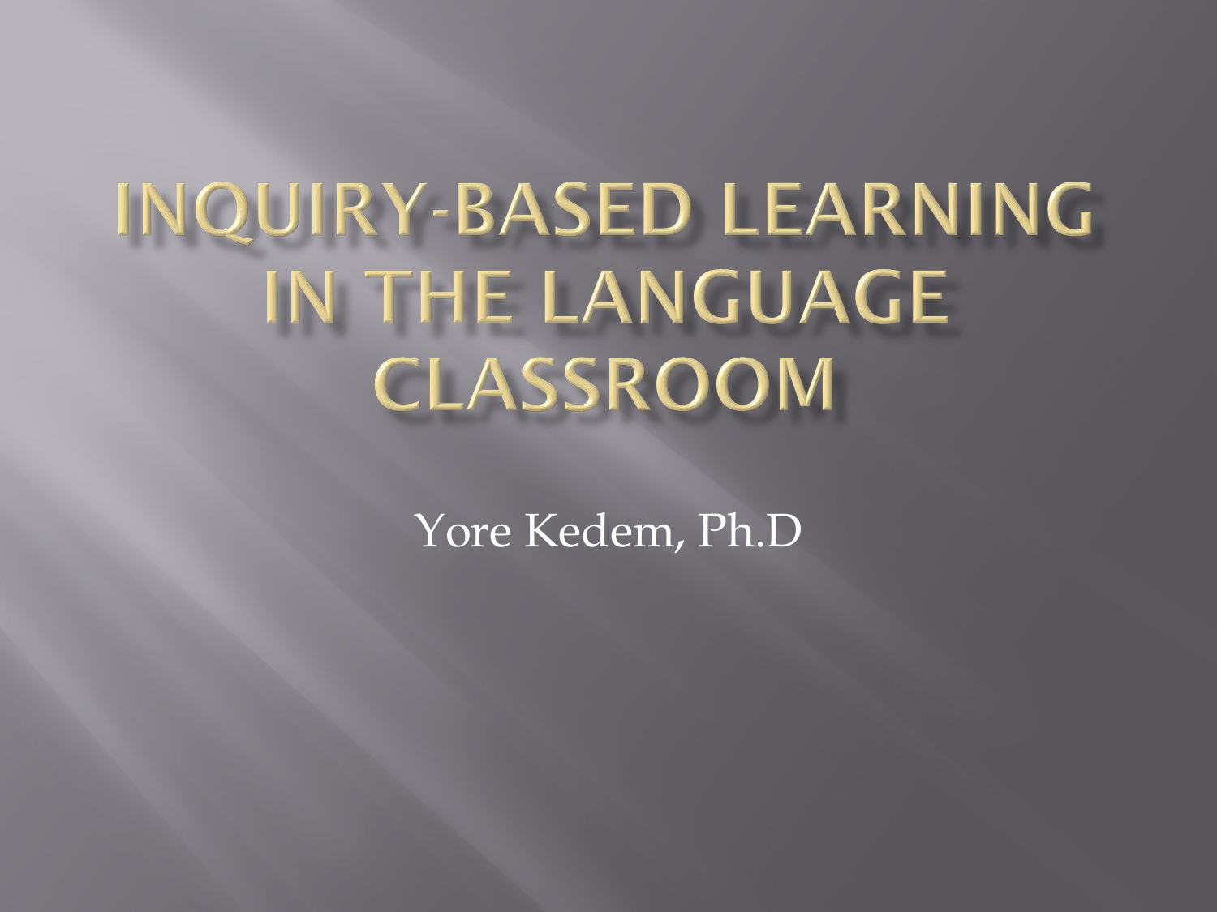# Inquiry-Based Learning in the Language Classroom

Yore Kedem, Ph.D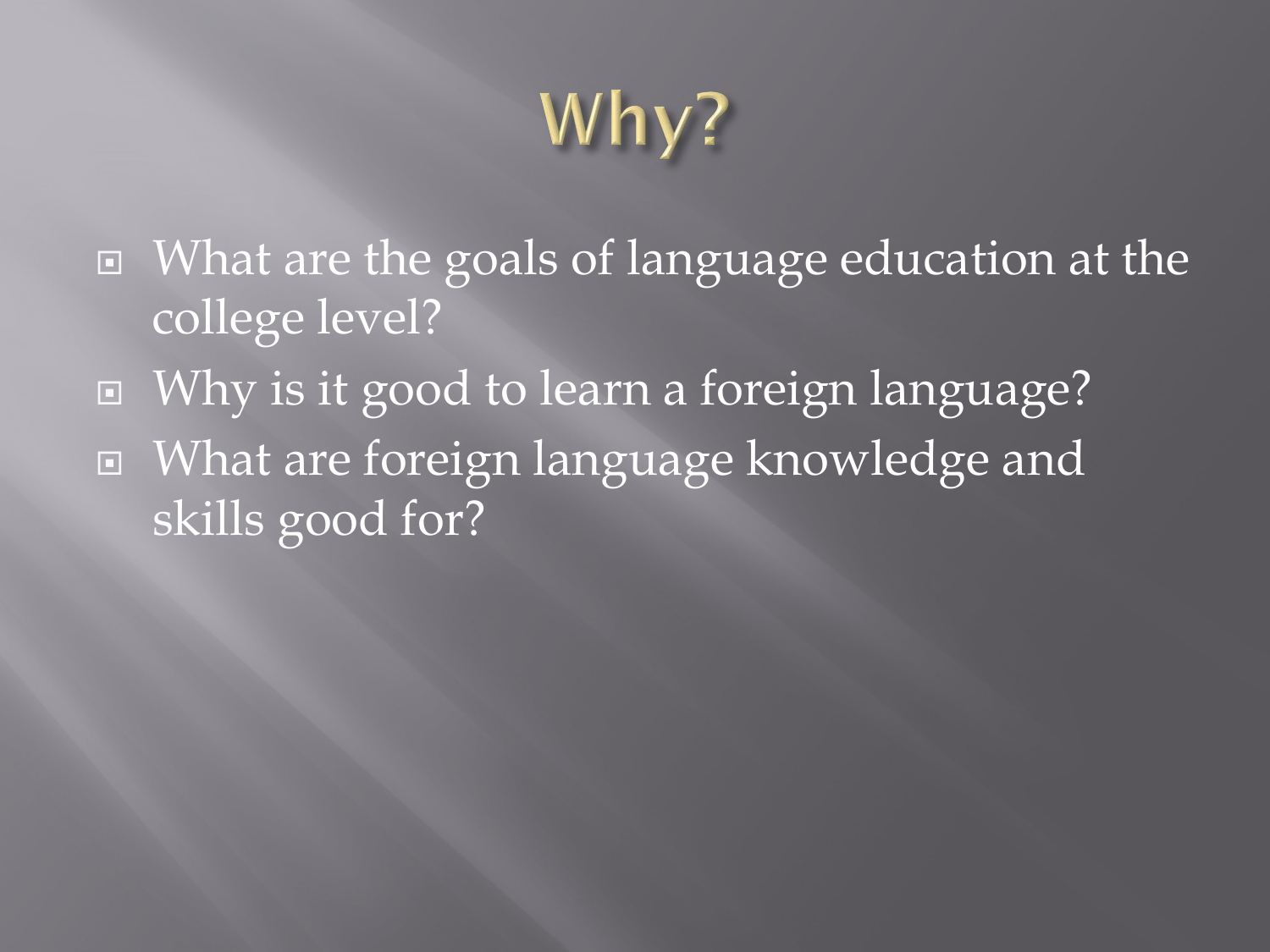# Why?

- What are the goals of language education at the college level?
- Why is it good to learn a foreign language?
- What are foreign language knowledge and skills good for?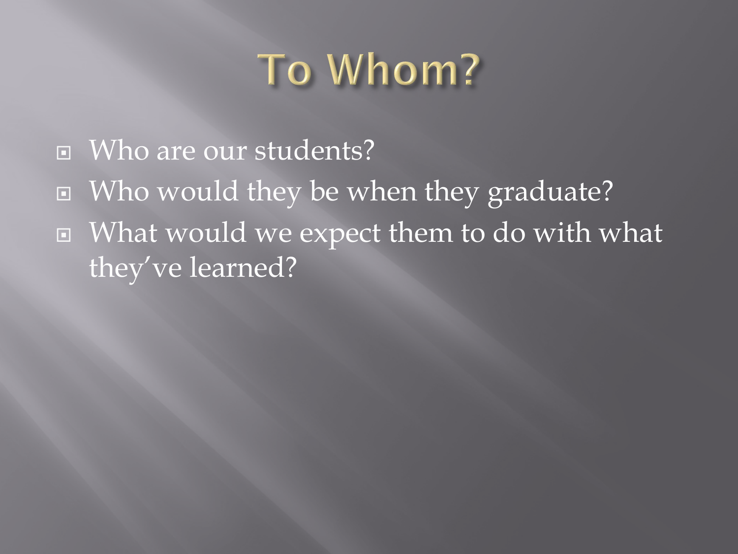# To Whom?

- Who are our students?
- Who would they be when they graduate?
- What would we expect them to do with what they've learned?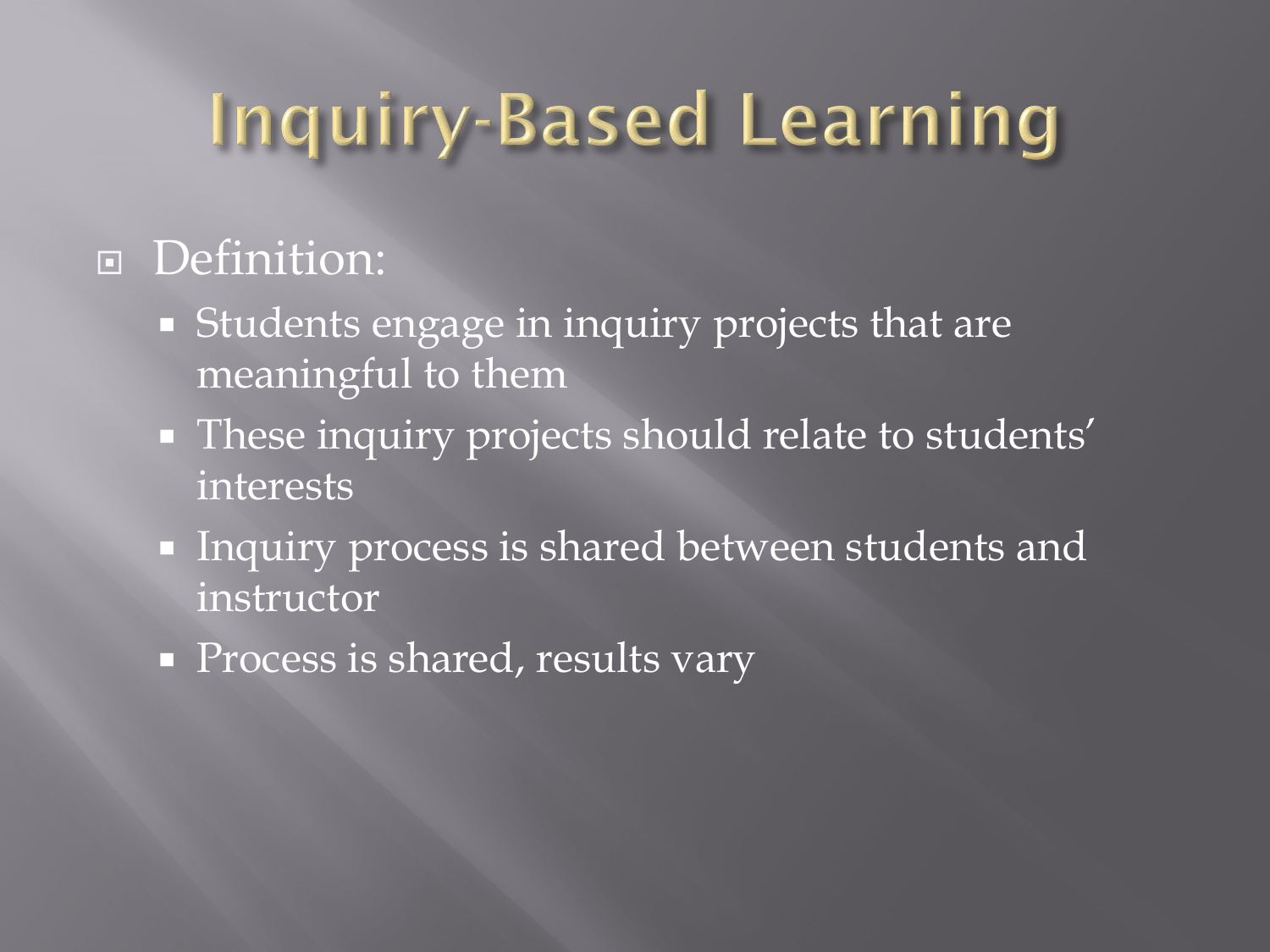# Inquiry-Based Learning

- Definition:
  - Students engage in inquiry projects that are meaningful to them
  - These inquiry projects should relate to students' interests
  - Inquiry process is shared between students and instructor
  - Process is shared, results vary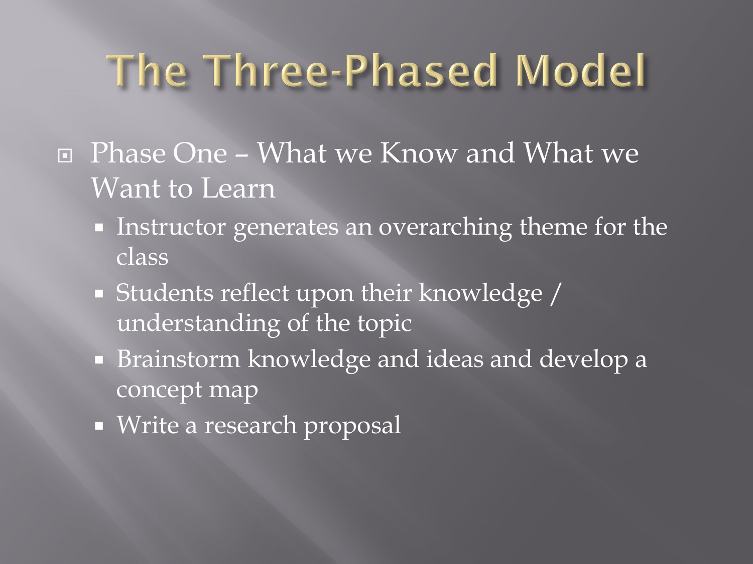# The Three-Phased Model

- Phase One – What we Know and What we Want to Learn
  - Instructor generates an overarching theme for the class
  - Students reflect upon their knowledge / understanding of the topic
  - Brainstorm knowledge and ideas and develop a concept map
  - Write a research proposal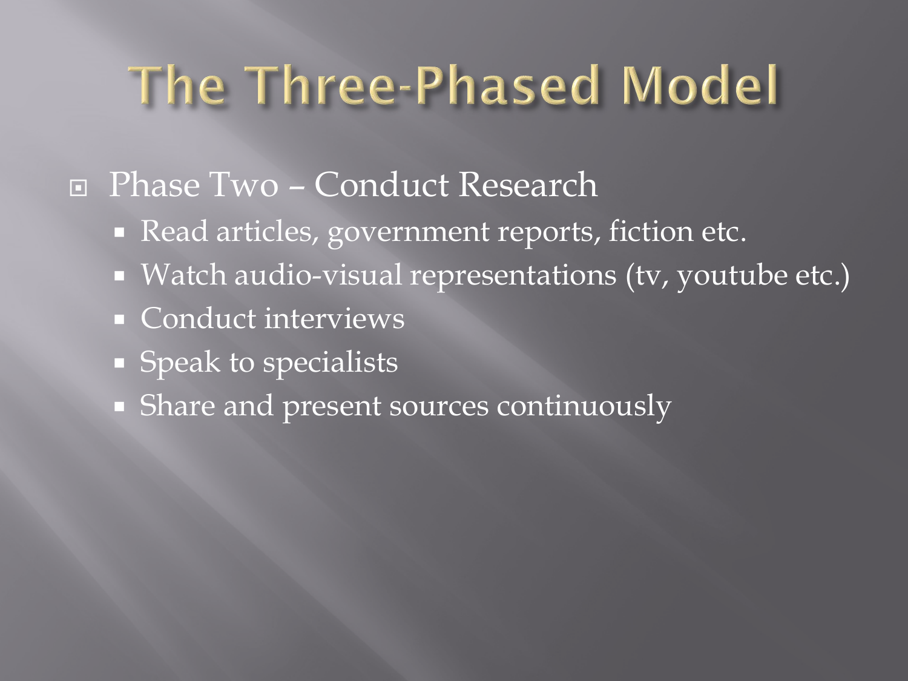# The Three-Phased Model

- Phase Two – Conduct Research
  - Read articles, government reports, fiction etc.
  - Watch audio-visual representations (tv, youtube etc.)
  - Conduct interviews
  - Speak to specialists
  - Share and present sources continuously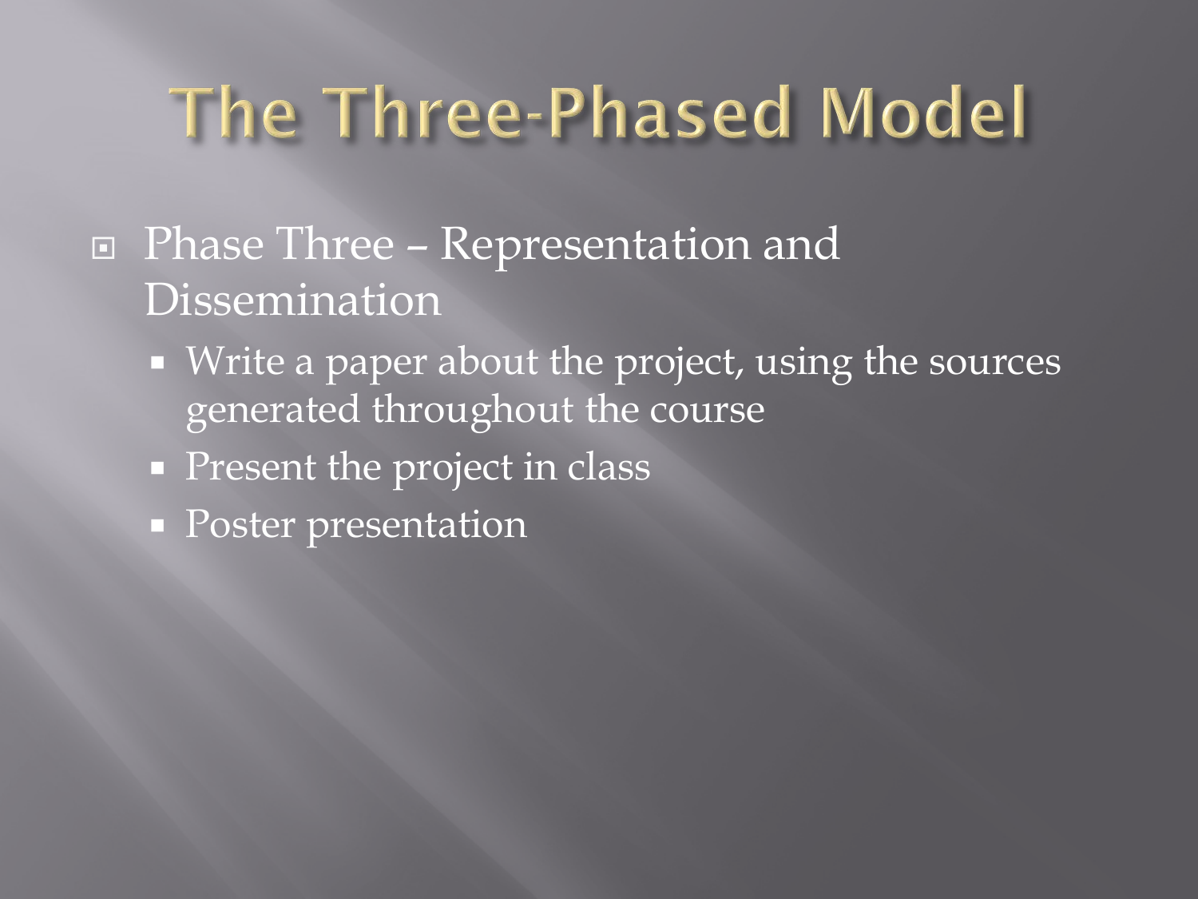# The Three-Phased Model

- Phase Three – Representation and Dissemination
  - Write a paper about the project, using the sources generated throughout the course
  - Present the project in class
  - Poster presentation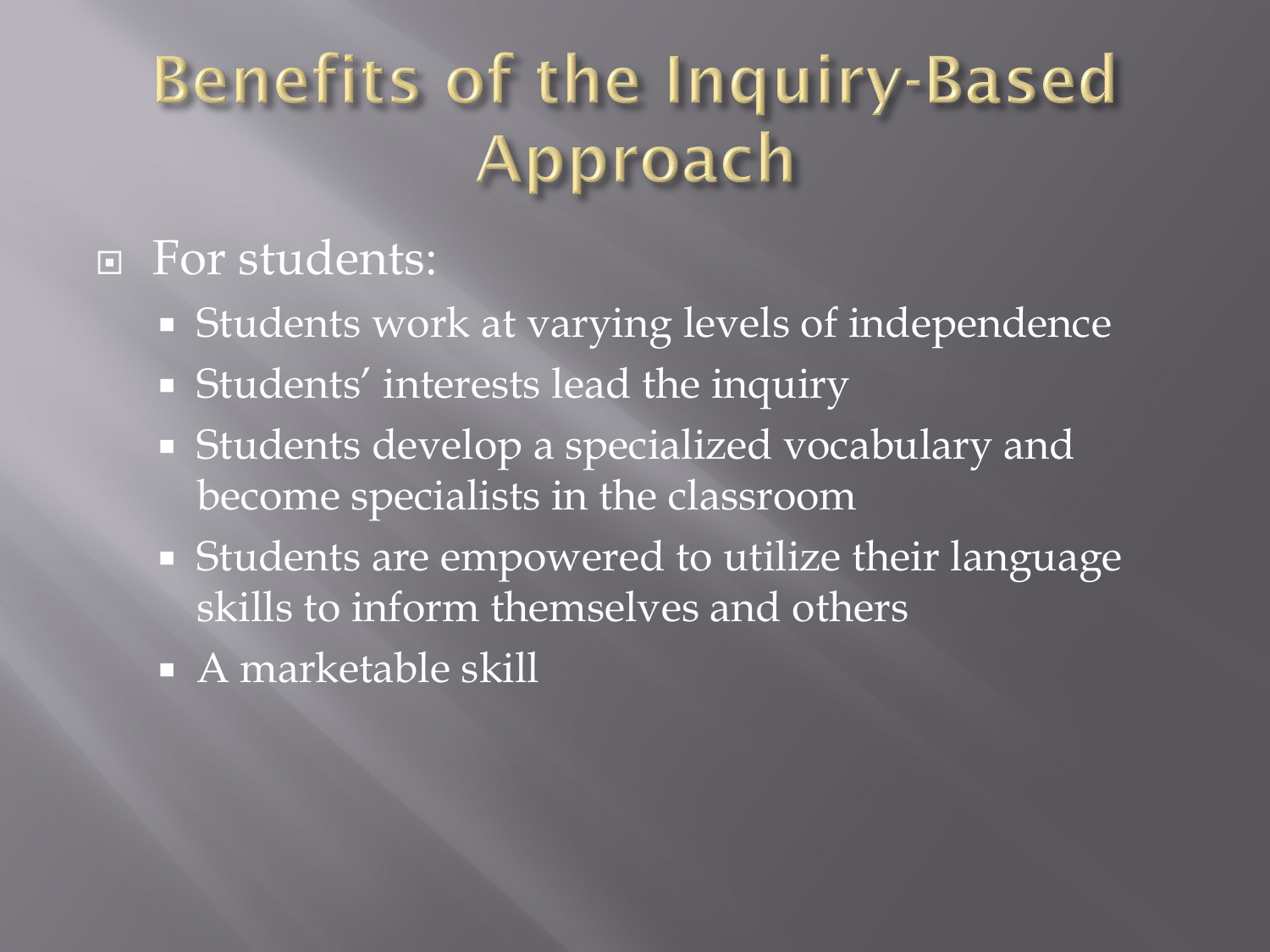# Benefits of the Inquiry-Based Approach

- For students:
  - Students work at varying levels of independence
  - Students' interests lead the inquiry
  - Students develop a specialized vocabulary and become specialists in the classroom
  - Students are empowered to utilize their language skills to inform themselves and others
  - A marketable skill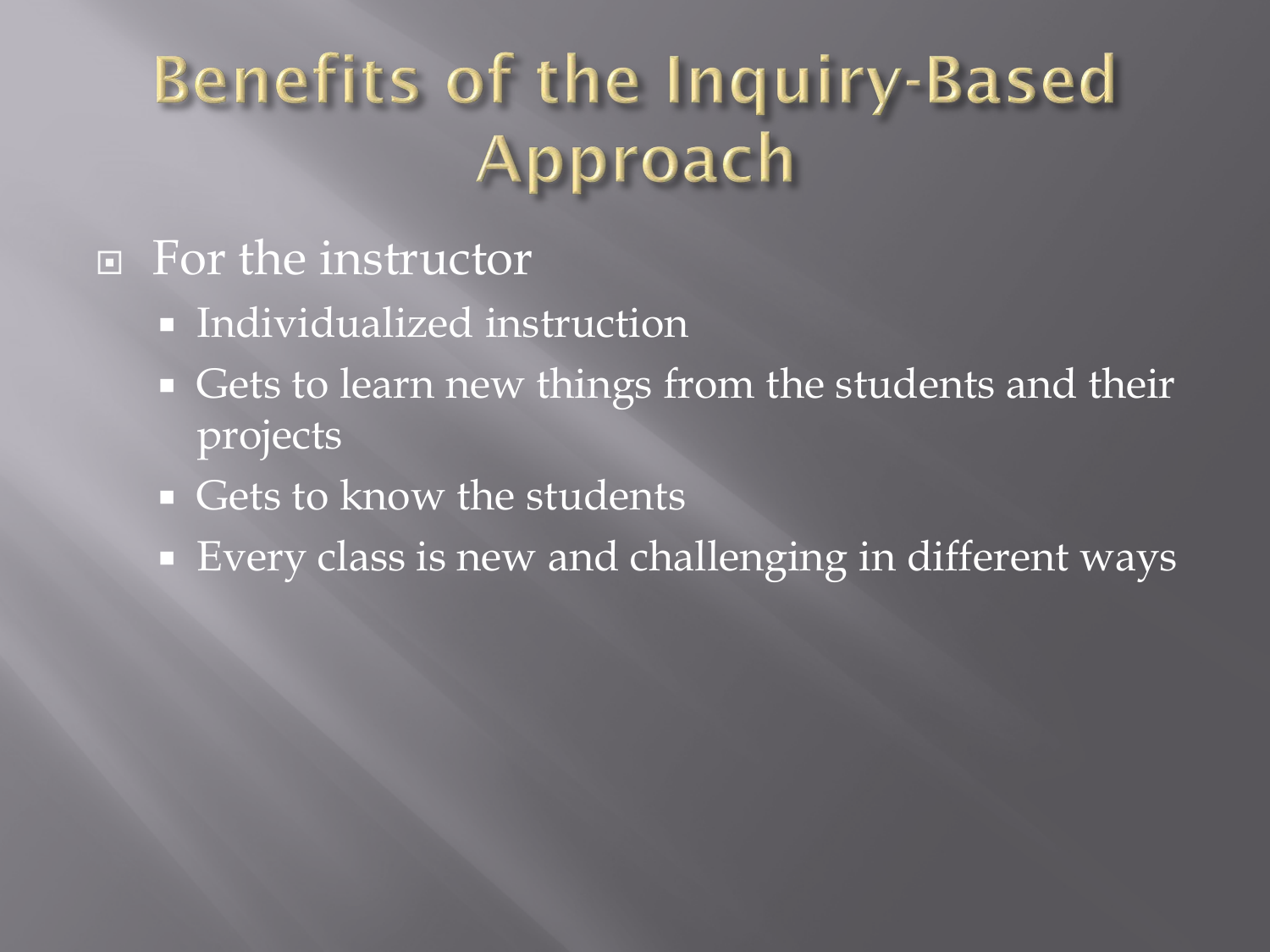# Benefits of the Inquiry-Based Approach

- For the instructor
  - Individualized instruction
  - Gets to learn new things from the students and their projects
  - Gets to know the students
  - Every class is new and challenging in different ways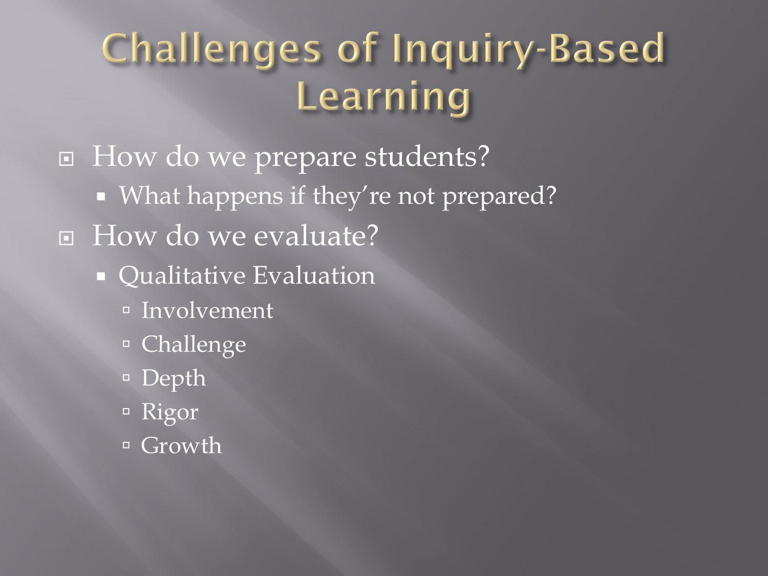# Challenges of Inquiry-Based Learning

- How do we prepare students?
  - What happens if they're not prepared?
- How do we evaluate?
  - Qualitative Evaluation
    - Involvement
    - Challenge
    - Depth
    - Rigor
    - Growth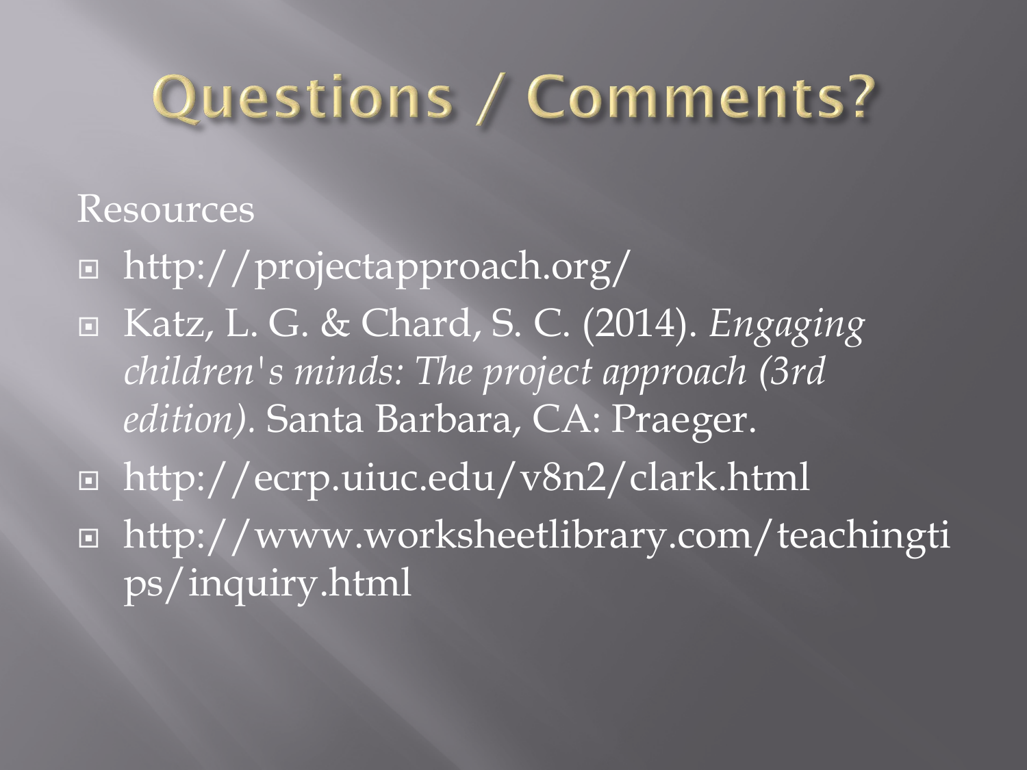# Questions / Comments?

Resources

- http://projectapproach.org/
- Katz, L. G. & Chard, S. C. (2014). *Engaging children's minds: The project approach (3rd edition).* Santa Barbara, CA: Praeger.
- http://ecrp.uiuc.edu/v8n2/clark.html
- http://www.worksheetlibrary.com/teachingtips/inquiry.html